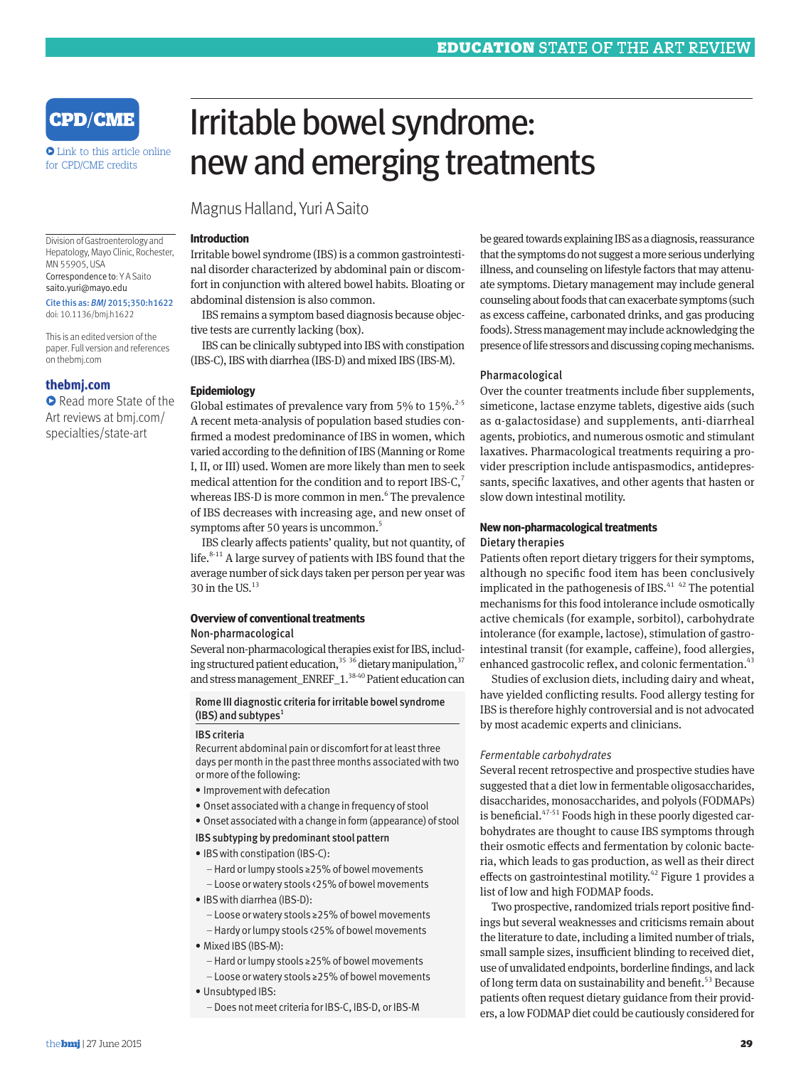# Irritable bowel syndrome: new and emerging treatments

Magnus Halland, Yuri A Saito

Division of Gastroenterology and Hepatology, Mayo Clinic, Rochester, MN 55905, USA

Correspondence to: Y A Saito saito.yuri@mayo.edu

Cite this as: *BMJ* 2015;350:h1622

doi: 10.1136/bmj.h1622

This is an edited version of the paper. Full version and references on thebmj.com

**thebmj.com**

Read more State of the Art reviews at bmj.com/specialties/state-art

## Introduction

Irritable bowel syndrome (IBS) is a common gastrointestinal disorder characterized by abdominal pain or discomfort in conjunction with altered bowel habits. Bloating or abdominal distension is also common.

IBS remains a symptom based diagnosis because objective tests are currently lacking (box).

IBS can be clinically subtyped into IBS with constipation (IBS-C), IBS with diarrhea (IBS-D) and mixed IBS (IBS-M).

> **Rome III diagnostic criteria for irritable bowel syndrome (IBS) and subtypes**[1]
>
> **IBS criteria**
>
> Recurrent abdominal pain or discomfort for at least three days per month in the past three months associated with two or more of the following:
>
> - Improvement with defecation
> - Onset associated with a change in frequency of stool
> - Onset associated with a change in form (appearance) of stool
>
> **IBS subtyping by predominant stool pattern**
>
> - IBS with constipation (IBS-C):
>   - Hard or lumpy stools ≥25% of bowel movements
>   - Loose or watery stools <25% of bowel movements
> - IBS with diarrhea (IBS-D):
>   - Loose or watery stools ≥25% of bowel movements
>   - Hardy or lumpy stools <25% of bowel movements
> - Mixed IBS (IBS-M):
>   - Hard or lumpy stools ≥25% of bowel movements
>   - Loose or watery stools ≥25% of bowel movements
> - Unsubtyped IBS:
>   - Does not meet criteria for IBS-C, IBS-D, or IBS-M

## Epidemiology

Global estimates of prevalence vary from 5% to 15%.[2-5] A recent meta-analysis of population based studies confirmed a modest predominance of IBS in women, which varied according to the definition of IBS (Manning or Rome I, II, or III) used. Women are more likely than men to seek medical attention for the condition and to report IBS-C,[7] whereas IBS-D is more common in men.[6] The prevalence of IBS decreases with increasing age, and new onset of symptoms after 50 years is uncommon.[5]

IBS clearly affects patients' quality, but not quantity, of life.[8-11] A large survey of patients with IBS found that the average number of sick days taken per person per year was 30 in the US.[13]

## Overview of conventional treatments

### Non-pharmacological

Several non-pharmacological therapies exist for IBS, including structured patient education,[35 36] dietary manipulation,[37] and stress management_ENREF_1.[38-40] Patient education can be geared towards explaining IBS as a diagnosis, reassurance that the symptoms do not suggest a more serious underlying illness, and counseling on lifestyle factors that may attenuate symptoms. Dietary management may include general counseling about foods that can exacerbate symptoms (such as excess caffeine, carbonated drinks, and gas producing foods). Stress management may include acknowledging the presence of life stressors and discussing coping mechanisms.

### Pharmacological

Over the counter treatments include fiber supplements, simeticone, lactase enzyme tablets, digestive aids (such as α-galactosidase) and supplements, anti-diarrheal agents, probiotics, and numerous osmotic and stimulant laxatives. Pharmacological treatments requiring a provider prescription include antispasmodics, antidepressants, specific laxatives, and other agents that hasten or slow down intestinal motility.

## New non-pharmacological treatments

### Dietary therapies

Patients often report dietary triggers for their symptoms, although no specific food item has been conclusively implicated in the pathogenesis of IBS.[41 42] The potential mechanisms for this food intolerance include osmotically active chemicals (for example, sorbitol), carbohydrate intolerance (for example, lactose), stimulation of gastrointestinal transit (for example, caffeine), food allergies, enhanced gastrocolic reflex, and colonic fermentation.[43]

Studies of exclusion diets, including dairy and wheat, have yielded conflicting results. Food allergy testing for IBS is therefore highly controversial and is not advocated by most academic experts and clinicians.

*Fermentable carbohydrates*

Several recent retrospective and prospective studies have suggested that a diet low in fermentable oligosaccharides, disaccharides, monosaccharides, and polyols (FODMAPs) is beneficial.[47-51] Foods high in these poorly digested carbohydrates are thought to cause IBS symptoms through their osmotic effects and fermentation by colonic bacteria, which leads to gas production, as well as their direct effects on gastrointestinal motility.[42] Figure 1 provides a list of low and high FODMAP foods.

Two prospective, randomized trials report positive findings but several weaknesses and criticisms remain about the literature to date, including a limited number of trials, small sample sizes, insufficient blinding to received diet, use of unvalidated endpoints, borderline findings, and lack of long term data on sustainability and benefit.[53] Because patients often request dietary guidance from their providers, a low FODMAP diet could be cautiously considered for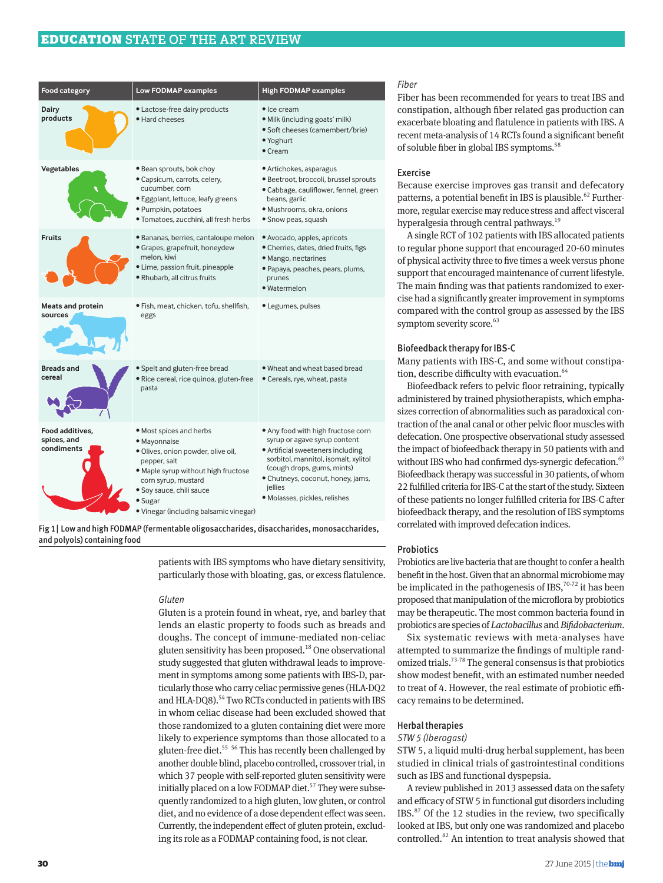| Food category | Low FODMAP examples | High FODMAP examples |
|---|---|---|
| Dairy products | • Lactose-free dairy products<br>• Hard cheeses | • Ice cream<br>• Milk (including goats' milk)<br>• Soft cheeses (camembert/brie)<br>• Yoghurt<br>• Cream |
| Vegetables | • Bean sprouts, bok choy<br>• Capsicum, carrots, celery, cucumber, corn<br>• Eggplant, lettuce, leafy greens<br>• Pumpkin, potatoes<br>• Tomatoes, zucchini, all fresh herbs | • Artichokes, asparagus<br>• Beetroot, broccoli, brussel sprouts<br>• Cabbage, cauliflower, fennel, green beans, garlic<br>• Mushrooms, okra, onions<br>• Snow peas, squash |
| Fruits | • Bananas, berries, cantaloupe melon<br>• Grapes, grapefruit, honeydew melon, kiwi<br>• Lime, passion fruit, pineapple<br>• Rhubarb, all citrus fruits | • Avocado, apples, apricots<br>• Cherries, dates, dried fruits, figs<br>• Mango, nectarines<br>• Papaya, peaches, pears, plums, prunes<br>• Watermelon |
| Meats and protein sources | • Fish, meat, chicken, tofu, shellfish, eggs | • Legumes, pulses |
| Breads and cereal | • Spelt and gluten-free bread<br>• Rice cereal, rice quinoa, gluten-free pasta | • Wheat and wheat based bread<br>• Cereals, rye, wheat, pasta |
| Food additives, spices, and condiments | • Most spices and herbs<br>• Mayonnaise<br>• Olives, onion powder, olive oil, pepper, salt<br>• Maple syrup without high fructose corn syrup, mustard<br>• Soy sauce, chili sauce<br>• Sugar<br>• Vinegar (including balsamic vinegar) | • Any food with high fructose corn syrup or agave syrup content<br>• Artificial sweeteners including sorbitol, mannitol, isomalt, xylitol (cough drops, gums, mints)<br>• Chutneys, coconut, honey, jams, jellies<br>• Molasses, pickles, relishes |

Fig 1 | Low and high FODMAP (fermentable oligosaccharides, disaccharides, monosaccharides, and polyols) containing food

patients with IBS symptoms who have dietary sensitivity, particularly those with bloating, gas, or excess flatulence.

*Gluten*

Gluten is a protein found in wheat, rye, and barley that lends an elastic property to foods such as breads and doughs. The concept of immune-mediated non-celiac gluten sensitivity has been proposed.[18] One observational study suggested that gluten withdrawal leads to improvement in symptoms among some patients with IBS-D, particularly those who carry celiac permissive genes (HLA-DQ2 and HLA-DQ8).[54] Two RCTs conducted in patients with IBS in whom celiac disease had been excluded showed that those randomized to a gluten containing diet were more likely to experience symptoms than those allocated to a gluten-free diet.[55] [56] This has recently been challenged by another double blind, placebo controlled, crossover trial, in which 37 people with self-reported gluten sensitivity were initially placed on a low FODMAP diet.[57] They were subsequently randomized to a high gluten, low gluten, or control diet, and no evidence of a dose dependent effect was seen. Currently, the independent effect of gluten protein, excluding its role as a FODMAP containing food, is not clear.

*Fiber*

Fiber has been recommended for years to treat IBS and constipation, although fiber related gas production can exacerbate bloating and flatulence in patients with IBS. A recent meta-analysis of 14 RCTs found a significant benefit of soluble fiber in global IBS symptoms.[58]

### Exercise

Because exercise improves gas transit and defecatory patterns, a potential benefit in IBS is plausible.[62] Furthermore, regular exercise may reduce stress and affect visceral hyperalgesia through central pathways.[19]

A single RCT of 102 patients with IBS allocated patients to regular phone support that encouraged 20-60 minutes of physical activity three to five times a week versus phone support that encouraged maintenance of current lifestyle. The main finding was that patients randomized to exercise had a significantly greater improvement in symptoms compared with the control group as assessed by the IBS symptom severity score.[63]

### Biofeedback therapy for IBS-C

Many patients with IBS-C, and some without constipation, describe difficulty with evacuation.[64]

Biofeedback refers to pelvic floor retraining, typically administered by trained physiotherapists, which emphasizes correction of abnormalities such as paradoxical contraction of the anal canal or other pelvic floor muscles with defecation. One prospective observational study assessed the impact of biofeedback therapy in 50 patients with and without IBS who had confirmed dys-synergic defecation.[69] Biofeedback therapy was successful in 30 patients, of whom 22 fulfilled criteria for IBS-C at the start of the study. Sixteen of these patients no longer fulfilled criteria for IBS-C after biofeedback therapy, and the resolution of IBS symptoms correlated with improved defecation indices.

### Probiotics

Probiotics are live bacteria that are thought to confer a health benefit in the host. Given that an abnormal microbiome may be implicated in the pathogenesis of IBS,[70-72] it has been proposed that manipulation of the microflora by probiotics may be therapeutic. The most common bacteria found in probiotics are species of *Lactobacillus* and *Bifidobacterium*.

Six systematic reviews with meta-analyses have attempted to summarize the findings of multiple randomized trials.[73-78] The general consensus is that probiotics show modest benefit, with an estimated number needed to treat of 4. However, the real estimate of probiotic efficacy remains to be determined.

### Herbal therapies

*STW 5 (Iberogast)*

STW 5, a liquid multi-drug herbal supplement, has been studied in clinical trials of gastrointestinal conditions such as IBS and functional dyspepsia.

A review published in 2013 assessed data on the safety and efficacy of STW 5 in functional gut disorders including IBS.[87] Of the 12 studies in the review, two specifically looked at IBS, but only one was randomized and placebo controlled.[82] An intention to treat analysis showed that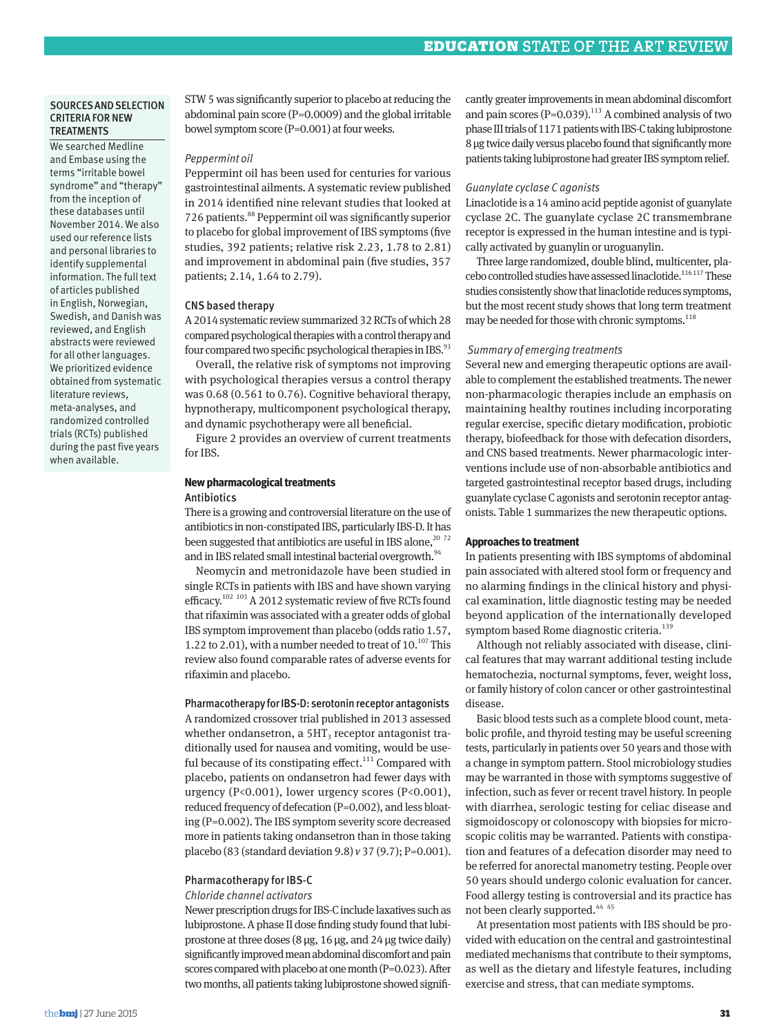## SOURCES AND SELECTION CRITERIA FOR NEW TREATMENTS

We searched Medline and Embase using the terms "irritable bowel syndrome" and "therapy" from the inception of these databases until November 2014. We also used our reference lists and personal libraries to identify supplemental information. The full text of articles published in English, Norwegian, Swedish, and Danish was reviewed, and English abstracts were reviewed for all other languages. We prioritized evidence obtained from systematic literature reviews, meta-analyses, and randomized controlled trials (RCTs) published during the past five years when available.

STW 5 was significantly superior to placebo at reducing the abdominal pain score (P=0.0009) and the global irritable bowel symptom score (P=0.001) at four weeks.

*Peppermint oil*

Peppermint oil has been used for centuries for various gastrointestinal ailments. A systematic review published in 2014 identified nine relevant studies that looked at 726 patients.[88] Peppermint oil was significantly superior to placebo for global improvement of IBS symptoms (five studies, 392 patients; relative risk 2.23, 1.78 to 2.81) and improvement in abdominal pain (five studies, 357 patients; 2.14, 1.64 to 2.79).

### CNS based therapy

A 2014 systematic review summarized 32 RCTs of which 28 compared psychological therapies with a control therapy and four compared two specific psychological therapies in IBS.[93]

Overall, the relative risk of symptoms not improving with psychological therapies versus a control therapy was 0.68 (0.561 to 0.76). Cognitive behavioral therapy, hypnotherapy, multicomponent psychological therapy, and dynamic psychotherapy were all beneficial.

Figure 2 provides an overview of current treatments for IBS.

## New pharmacological treatments

### Antibiotics

There is a growing and controversial literature on the use of antibiotics in non-constipated IBS, particularly IBS-D. It has been suggested that antibiotics are useful in IBS alone,[20 72] and in IBS related small intestinal bacterial overgrowth.[94]

Neomycin and metronidazole have been studied in single RCTs in patients with IBS and have shown varying efficacy.[102 103] A 2012 systematic review of five RCTs found that rifaximin was associated with a greater odds of global IBS symptom improvement than placebo (odds ratio 1.57, 1.22 to 2.01), with a number needed to treat of 10.[107] This review also found comparable rates of adverse events for rifaximin and placebo.

### Pharmacotherapy for IBS-D: serotonin receptor antagonists

A randomized crossover trial published in 2013 assessed whether ondansetron, a $5HT_3$ receptor antagonist traditionally used for nausea and vomiting, would be useful because of its constipating effect.[111] Compared with placebo, patients on ondansetron had fewer days with urgency (P<0.001), lower urgency scores (P<0.001), reduced frequency of defecation (P=0.002), and less bloating (P=0.002). The IBS symptom severity score decreased more in patients taking ondansetron than in those taking placebo (83 (standard deviation 9.8) *v* 37 (9.7); P=0.001).

### Pharmacotherapy for IBS-C

*Chloride channel activators*

Newer prescription drugs for IBS-C include laxatives such as lubiprostone. A phase II dose finding study found that lubiprostone at three doses (8 µg, 16 µg, and 24 µg twice daily) significantly improved mean abdominal discomfort and pain scores compared with placebo at one month (P=0.023). After two months, all patients taking lubiprostone showed significantly greater improvements in mean abdominal discomfort and pain scores (P=0.039).[113] A combined analysis of two phase III trials of 1171 patients with IBS-C taking lubiprostone 8 µg twice daily versus placebo found that significantly more patients taking lubiprostone had greater IBS symptom relief.

*Guanylate cyclase C agonists*

Linaclotide is a 14 amino acid peptide agonist of guanylate cyclase 2C. The guanylate cyclase 2C transmembrane receptor is expressed in the human intestine and is typically activated by guanylin or uroguanylin.

Three large randomized, double blind, multicenter, placebo controlled studies have assessed linaclotide.[116 117] These studies consistently show that linaclotide reduces symptoms, but the most recent study shows that long term treatment may be needed for those with chronic symptoms.[118]

*Summary of emerging treatments*

Several new and emerging therapeutic options are available to complement the established treatments. The newer non-pharmacologic therapies include an emphasis on maintaining healthy routines including incorporating regular exercise, specific dietary modification, probiotic therapy, biofeedback for those with defecation disorders, and CNS based treatments. Newer pharmacologic interventions include use of non-absorbable antibiotics and targeted gastrointestinal receptor based drugs, including guanylate cyclase C agonists and serotonin receptor antagonists. Table 1 summarizes the new therapeutic options.

## Approaches to treatment

In patients presenting with IBS symptoms of abdominal pain associated with altered stool form or frequency and no alarming findings in the clinical history and physical examination, little diagnostic testing may be needed beyond application of the internationally developed symptom based Rome diagnostic criteria.[139]

Although not reliably associated with disease, clinical features that may warrant additional testing include hematochezia, nocturnal symptoms, fever, weight loss, or family history of colon cancer or other gastrointestinal disease.

Basic blood tests such as a complete blood count, metabolic profile, and thyroid testing may be useful screening tests, particularly in patients over 50 years and those with a change in symptom pattern. Stool microbiology studies may be warranted in those with symptoms suggestive of infection, such as fever or recent travel history. In people with diarrhea, serologic testing for celiac disease and sigmoidoscopy or colonoscopy with biopsies for microscopic colitis may be warranted. Patients with constipation and features of a defecation disorder may need to be referred for anorectal manometry testing. People over 50 years should undergo colonic evaluation for cancer. Food allergy testing is controversial and its practice has not been clearly supported.[44 45]

At presentation most patients with IBS should be provided with education on the central and gastrointestinal mediated mechanisms that contribute to their symptoms, as well as the dietary and lifestyle features, including exercise and stress, that can mediate symptoms.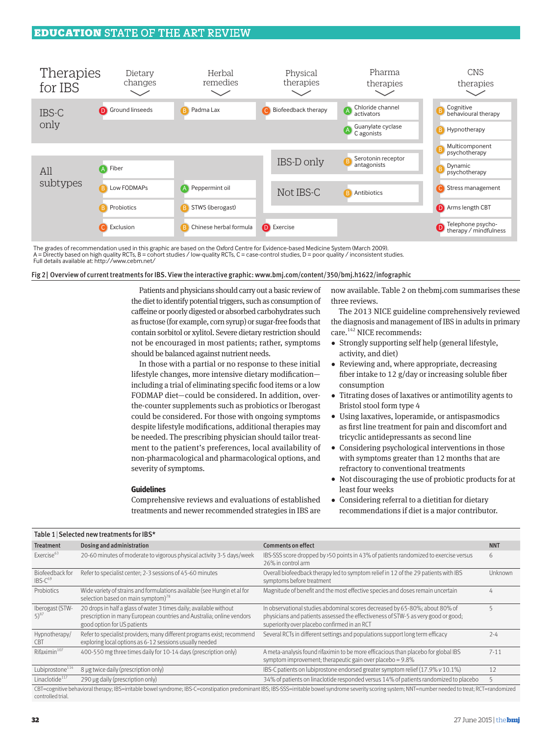Therapies for IBS

Dietary changes | Herbal remedies | Physical therapies | Pharma therapies | CNS therapies

IBS-C only

D Ground linseeds

B Padma Lax

C Biofeedback therapy

A Chloride channel activators

A Guanylate cyclase C agonists

B Cognitive behavioural therapy

B Hypnotherapy

B Multicomponent psychotherapy

IBS-D only

B Serotonin receptor antagonists

B Dynamic psychotherapy

Not IBS-C

B Antibiotics

C Stress management

All subtypes

A Fiber

B Low FODMAPs

A Peppermint oil

B Probiotics

B STW5 (iberogast)

D Arms length CBT

C Exclusion

B Chinese herbal formula

D Exercise

D Telephone psycho-therapy / mindfulness

The grades of recommendation used in this graphic are based on the Oxford Centre for Evidence-based Medicine System (March 2009).
A = Directly based on high quality RCTs, B = cohort studies / low-quality RCTs, C = case-control studies, D = poor quality / inconsistent studies.
Full details available at: http://www.cebm.net/

**Fig 2 | Overview of current treatments for IBS. View the interactive graphic: www.bmj.com/content/350/bmj.h1622/infographic**

Patients and physicians should carry out a basic review of the diet to identify potential triggers, such as consumption of caffeine or poorly digested or absorbed carbohydrates such as fructose (for example, corn syrup) or sugar-free foods that contain sorbitol or xylitol. Severe dietary restriction should not be encouraged in most patients; rather, symptoms should be balanced against nutrient needs.

In those with a partial or no response to these initial lifestyle changes, more intensive dietary modification—including a trial of eliminating specific food items or a low FODMAP diet—could be considered. In addition, over-the-counter supplements such as probiotics or Iberogast could be considered. For those with ongoing symptoms despite lifestyle modifications, additional therapies may be needed. The prescribing physician should tailor treatment to the patient's preferences, local availability of non-pharmacological and pharmacological options, and severity of symptoms.

## Guidelines

Comprehensive reviews and evaluations of established treatments and newer recommended strategies in IBS are now available. Table 2 on thebmj.com summarises these three reviews.

The 2013 NICE guideline comprehensively reviewed the diagnosis and management of IBS in adults in primary care.[142] NICE recommends:

- Strongly supporting self help (general lifestyle, activity, and diet)
- Reviewing and, where appropriate, decreasing fiber intake to 12 g/day or increasing soluble fiber consumption
- Titrating doses of laxatives or antimotility agents to Bristol stool form type 4
- Using laxatives, loperamide, or antispasmodics as first line treatment for pain and discomfort and tricyclic antidepressants as second line
- Considering psychological interventions in those with symptoms greater than 12 months that are refractory to conventional treatments
- Not discouraging the use of probiotic products for at least four weeks
- Considering referral to a dietitian for dietary recommendations if diet is a major contributor.

**Table 1 | Selected new treatments for IBS\***

| Treatment | Dosing and administration | Comments on effect | NNT |
|---|---|---|---|
| Exercise[63] | 20-60 minutes of moderate to vigorous physical activity 3-5 days/week | IBS-SSS score dropped by >50 points in 43% of patients randomized to exercise versus 26% in control arm | 6 |
| Biofeedback for IBS-C[69] | Refer to specialist center; 2-3 sessions of 45-60 minutes | Overall biofeedback therapy led to symptom relief in 12 of the 29 patients with IBS symptoms before treatment | Unknown |
| Probiotics | Wide variety of strains and formulations available (see Hungin et al for selection based on main symptom)[78] | Magnitude of benefit and the most effective species and doses remain uncertain | 4 |
| Iberogast (STW-5)[87] | 20 drops in half a glass of water 3 times daily; available without prescription in many European countries and Australia; online vendors good option for US patients | In observational studies abdominal scores decreased by 65-80%; about 80% of physicians and patients assessed the effectiveness of STW-5 as very good or good; superiority over placebo confirmed in an RCT | 5 |
| Hypnotherapy/CBT | Refer to specialist providers; many different programs exist; recommend exploring local options as 6-12 sessions usually needed | Several RCTs in different settings and populations support long term efficacy | 2-4 |
| Rifaximin[107] | 400-550 mg three times daily for 10-14 days (prescription only) | A meta-analysis found rifaximin to be more efficacious than placebo for global IBS symptom improvement; therapeutic gain over placebo = 9.8% | 7-11 |
| Lubiprostone[114] | 8 µg twice daily (prescription only) | IBS-C patients on lubiprostone endorsed greater symptom relief (17.9% v 10.1%) | 12 |
| Linaclotide[117] | 290 µg daily (prescription only) | 34% of patients on linaclotide responded versus 14% of patients randomized to placebo | 5 |

CBT=cognitive behavioral therapy; IBS=irritable bowel syndrome; IBS-C=constipation predominant IBS; IBS-SSS=irritable bowel syndrome severity scoring system; NNT=number needed to treat; RCT=randomized controlled trial.